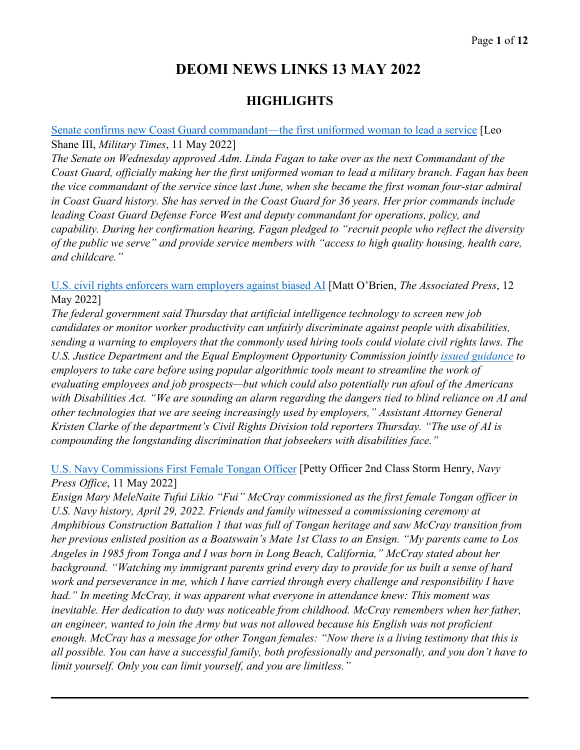# DEOMI NEWS LINKS 13 MAY 2022

## HIGHLIGHTS

Senate confirms new Coast Guard commandant—the first uniformed woman to lead a service [Leo Shane III, *Military Times*, 11 May 2022]

*The Senate on Wednesday approved Adm. Linda Fagan to take over as the next Commandant of the Coast Guard, officially making her the first uniformed woman to lead a military branch. Fagan has been the vice commandant of the service since last June, when she became the first woman four-star admiral in Coast Guard history. She has served in the Coast Guard for 36 years. Her prior commands include leading Coast Guard Defense Force West and deputy commandant for operations, policy, and capability. During her confirmation hearing, Fagan pledged to "recruit people who reflect the diversity of the public we serve" and provide service members with "access to high quality housing, health care, and childcare."*

U.S. civil rights enforcers warn employers against biased AI [Matt O'Brien, *The Associated Press*, 12 May 2022]

*The federal government said Thursday that artificial intelligence technology to screen new job candidates or monitor worker productivity can unfairly discriminate against people with disabilities, sending a warning to employers that the commonly used hiring tools could violate civil rights laws. The U.S. Justice Department and the Equal Employment Opportunity Commission jointly issued guidance to employers to take care before using popular algorithmic tools meant to streamline the work of evaluating employees and job prospects—but which could also potentially run afoul of the Americans with Disabilities Act. "We are sounding an alarm regarding the dangers tied to blind reliance on AI and other technologies that we are seeing increasingly used by employers," Assistant Attorney General Kristen Clarke of the department's Civil Rights Division told reporters Thursday. "The use of AI is compounding the longstanding discrimination that jobseekers with disabilities face."*

U.S. Navy Commissions First Female Tongan Officer [Petty Officer 2nd Class Storm Henry, *Navy Press Office*, 11 May 2022]

*Ensign Mary MeleNaite Tufui Likio "Fui" McCray commissioned as the first female Tongan officer in U.S. Navy history, April 29, 2022. Friends and family witnessed a commissioning ceremony at Amphibious Construction Battalion 1 that was full of Tongan heritage and saw McCray transition from her previous enlisted position as a Boatswain's Mate 1st Class to an Ensign. "My parents came to Los Angeles in 1985 from Tonga and I was born in Long Beach, California," McCray stated about her background. "Watching my immigrant parents grind every day to provide for us built a sense of hard work and perseverance in me, which I have carried through every challenge and responsibility I have had." In meeting McCray, it was apparent what everyone in attendance knew: This moment was inevitable. Her dedication to duty was noticeable from childhood. McCray remembers when her father, an engineer, wanted to join the Army but was not allowed because his English was not proficient enough. McCray has a message for other Tongan females: "Now there is a living testimony that this is all possible. You can have a successful family, both professionally and personally, and you don't have to limit yourself. Only you can limit yourself, and you are limitless."*

---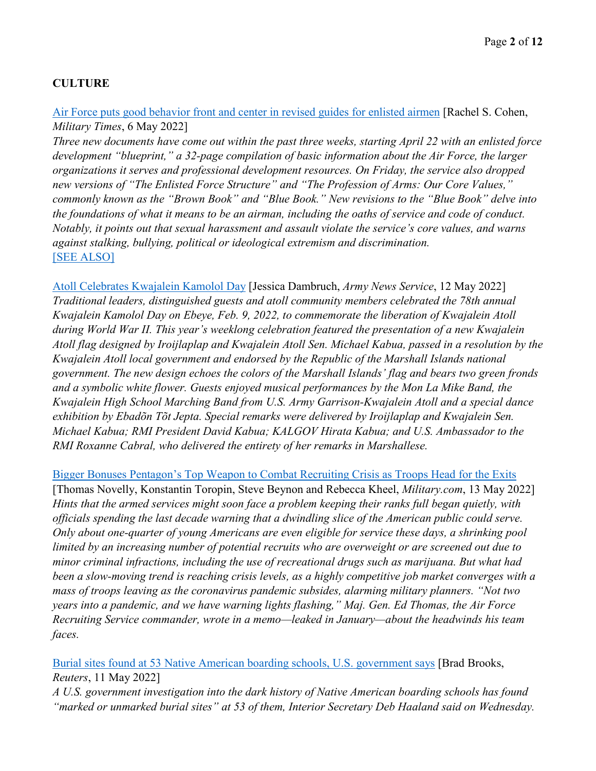**CULTURE**

[Air Force puts good behavior front and center in revised guides for enlisted airmen] [Rachel S. Cohen, *Military Times*, 6 May 2022]
*Three new documents have come out within the past three weeks, starting April 22 with an enlisted force development "blueprint," a 32-page compilation of basic information about the Air Force, the larger organizations it serves and professional development resources. On Friday, the service also dropped new versions of "The Enlisted Force Structure" and "The Profession of Arms: Our Core Values," commonly known as the "Brown Book" and "Blue Book." New revisions to the "Blue Book" delve into the foundations of what it means to be an airman, including the oaths of service and code of conduct. Notably, it points out that sexual harassment and assault violate the service's core values, and warns against stalking, bullying, political or ideological extremism and discrimination.*
[SEE ALSO]

[Atoll Celebrates Kwajalein Kamolol Day] [Jessica Dambruch, *Army News Service*, 12 May 2022]
*Traditional leaders, distinguished guests and atoll community members celebrated the 78th annual Kwajalein Kamolol Day on Ebeye, Feb. 9, 2022, to commemorate the liberation of Kwajalein Atoll during World War II. This year's weeklong celebration featured the presentation of a new Kwajalein Atoll flag designed by Iroijlaplap and Kwajalein Atoll Sen. Michael Kabua, passed in a resolution by the Kwajalein Atoll local government and endorsed by the Republic of the Marshall Islands national government. The new design echoes the colors of the Marshall Islands' flag and bears two green fronds and a symbolic white flower. Guests enjoyed musical performances by the Mon La Mike Band, the Kwajalein High School Marching Band from U.S. Army Garrison-Kwajalein Atoll and a special dance exhibition by Ebadõn Tõt Jepta. Special remarks were delivered by Iroijlaplap and Kwajalein Sen. Michael Kabua; RMI President David Kabua; KALGOV Hirata Kabua; and U.S. Ambassador to the RMI Roxanne Cabral, who delivered the entirety of her remarks in Marshallese.*

[Bigger Bonuses Pentagon's Top Weapon to Combat Recruiting Crisis as Troops Head for the Exits] [Thomas Novelly, Konstantin Toropin, Steve Beynon and Rebecca Kheel, *Military.com*, 13 May 2022]
*Hints that the armed services might soon face a problem keeping their ranks full began quietly, with officials spending the last decade warning that a dwindling slice of the American public could serve. Only about one-quarter of young Americans are even eligible for service these days, a shrinking pool limited by an increasing number of potential recruits who are overweight or are screened out due to minor criminal infractions, including the use of recreational drugs such as marijuana. But what had been a slow-moving trend is reaching crisis levels, as a highly competitive job market converges with a mass of troops leaving as the coronavirus pandemic subsides, alarming military planners. "Not two years into a pandemic, and we have warning lights flashing," Maj. Gen. Ed Thomas, the Air Force Recruiting Service commander, wrote in a memo—leaked in January—about the headwinds his team faces.*

[Burial sites found at 53 Native American boarding schools, U.S. government says] [Brad Brooks, *Reuters*, 11 May 2022]
*A U.S. government investigation into the dark history of Native American boarding schools has found "marked or unmarked burial sites" at 53 of them, Interior Secretary Deb Haaland said on Wednesday.*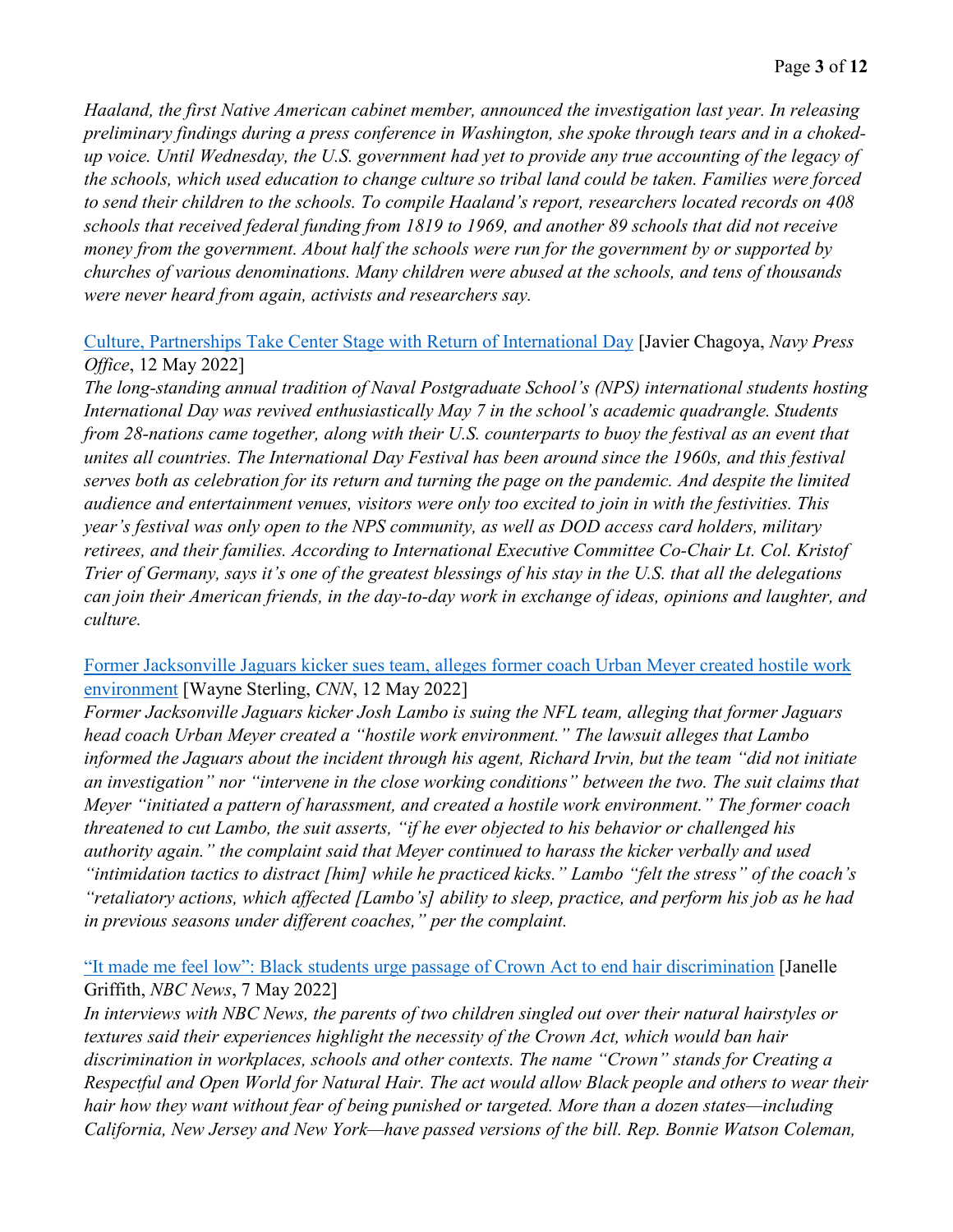*Haaland, the first Native American cabinet member, announced the investigation last year. In releasing preliminary findings during a press conference in Washington, she spoke through tears and in a choked-up voice. Until Wednesday, the U.S. government had yet to provide any true accounting of the legacy of the schools, which used education to change culture so tribal land could be taken. Families were forced to send their children to the schools. To compile Haaland's report, researchers located records on 408 schools that received federal funding from 1819 to 1969, and another 89 schools that did not receive money from the government. About half the schools were run for the government by or supported by churches of various denominations. Many children were abused at the schools, and tens of thousands were never heard from again, activists and researchers say.*

Culture, Partnerships Take Center Stage with Return of International Day [Javier Chagoya, *Navy Press Office*, 12 May 2022]
*The long-standing annual tradition of Naval Postgraduate School's (NPS) international students hosting International Day was revived enthusiastically May 7 in the school's academic quadrangle. Students from 28-nations came together, along with their U.S. counterparts to buoy the festival as an event that unites all countries. The International Day Festival has been around since the 1960s, and this festival serves both as celebration for its return and turning the page on the pandemic. And despite the limited audience and entertainment venues, visitors were only too excited to join in with the festivities. This year's festival was only open to the NPS community, as well as DOD access card holders, military retirees, and their families. According to International Executive Committee Co-Chair Lt. Col. Kristof Trier of Germany, says it's one of the greatest blessings of his stay in the U.S. that all the delegations can join their American friends, in the day-to-day work in exchange of ideas, opinions and laughter, and culture.*

Former Jacksonville Jaguars kicker sues team, alleges former coach Urban Meyer created hostile work environment [Wayne Sterling, *CNN*, 12 May 2022]
*Former Jacksonville Jaguars kicker Josh Lambo is suing the NFL team, alleging that former Jaguars head coach Urban Meyer created a "hostile work environment." The lawsuit alleges that Lambo informed the Jaguars about the incident through his agent, Richard Irvin, but the team "did not initiate an investigation" nor "intervene in the close working conditions" between the two. The suit claims that Meyer "initiated a pattern of harassment, and created a hostile work environment." The former coach threatened to cut Lambo, the suit asserts, "if he ever objected to his behavior or challenged his authority again." the complaint said that Meyer continued to harass the kicker verbally and used "intimidation tactics to distract [him] while he practiced kicks." Lambo "felt the stress" of the coach's "retaliatory actions, which affected [Lambo's] ability to sleep, practice, and perform his job as he had in previous seasons under different coaches," per the complaint.*

"It made me feel low": Black students urge passage of Crown Act to end hair discrimination [Janelle Griffith, *NBC News*, 7 May 2022]
*In interviews with NBC News, the parents of two children singled out over their natural hairstyles or textures said their experiences highlight the necessity of the Crown Act, which would ban hair discrimination in workplaces, schools and other contexts. The name "Crown" stands for Creating a Respectful and Open World for Natural Hair. The act would allow Black people and others to wear their hair how they want without fear of being punished or targeted. More than a dozen states—including California, New Jersey and New York—have passed versions of the bill. Rep. Bonnie Watson Coleman,*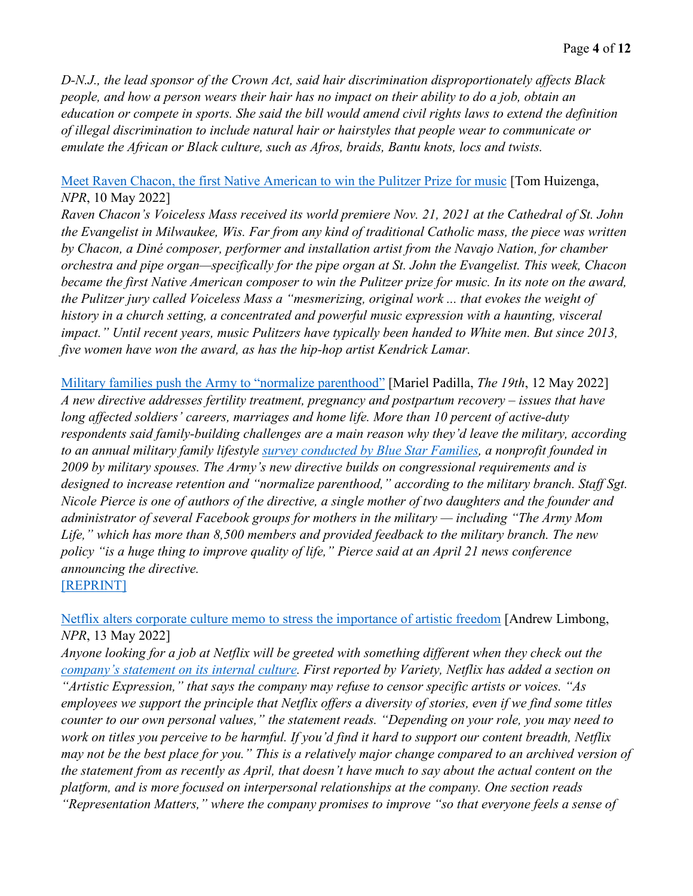*D-N.J., the lead sponsor of the Crown Act, said hair discrimination disproportionately affects Black people, and how a person wears their hair has no impact on their ability to do a job, obtain an education or compete in sports. She said the bill would amend civil rights laws to extend the definition of illegal discrimination to include natural hair or hairstyles that people wear to communicate or emulate the African or Black culture, such as Afros, braids, Bantu knots, locs and twists.*

[Meet Raven Chacon, the first Native American to win the Pulitzer Prize for music] [Tom Huizenga, *NPR*, 10 May 2022]
*Raven Chacon's Voiceless Mass received its world premiere Nov. 21, 2021 at the Cathedral of St. John the Evangelist in Milwaukee, Wis. Far from any kind of traditional Catholic mass, the piece was written by Chacon, a Diné composer, performer and installation artist from the Navajo Nation, for chamber orchestra and pipe organ—specifically for the pipe organ at St. John the Evangelist. This week, Chacon became the first Native American composer to win the Pulitzer prize for music. In its note on the award, the Pulitzer jury called Voiceless Mass a "mesmerizing, original work ... that evokes the weight of history in a church setting, a concentrated and powerful music expression with a haunting, visceral impact." Until recent years, music Pulitzers have typically been handed to White men. But since 2013, five women have won the award, as has the hip-hop artist Kendrick Lamar.*

[Military families push the Army to "normalize parenthood"] [Mariel Padilla, *The 19th*, 12 May 2022]
*A new directive addresses fertility treatment, pregnancy and postpartum recovery – issues that have long affected soldiers' careers, marriages and home life. More than 10 percent of active-duty respondents said family-building challenges are a main reason why they'd leave the military, according to an annual military family lifestyle survey conducted by Blue Star Families, a nonprofit founded in 2009 by military spouses. The Army's new directive builds on congressional requirements and is designed to increase retention and "normalize parenthood," according to the military branch. Staff Sgt. Nicole Pierce is one of authors of the directive, a single mother of two daughters and the founder and administrator of several Facebook groups for mothers in the military — including "The Army Mom Life," which has more than 8,500 members and provided feedback to the military branch. The new policy "is a huge thing to improve quality of life," Pierce said at an April 21 news conference announcing the directive.*
[REPRINT]

[Netflix alters corporate culture memo to stress the importance of artistic freedom] [Andrew Limbong, *NPR*, 13 May 2022]
*Anyone looking for a job at Netflix will be greeted with something different when they check out the company's statement on its internal culture. First reported by Variety, Netflix has added a section on "Artistic Expression," that says the company may refuse to censor specific artists or voices. "As employees we support the principle that Netflix offers a diversity of stories, even if we find some titles counter to our own personal values," the statement reads. "Depending on your role, you may need to work on titles you perceive to be harmful. If you'd find it hard to support our content breadth, Netflix may not be the best place for you." This is a relatively major change compared to an archived version of the statement from as recently as April, that doesn't have much to say about the actual content on the platform, and is more focused on interpersonal relationships at the company. One section reads "Representation Matters," where the company promises to improve "so that everyone feels a sense of*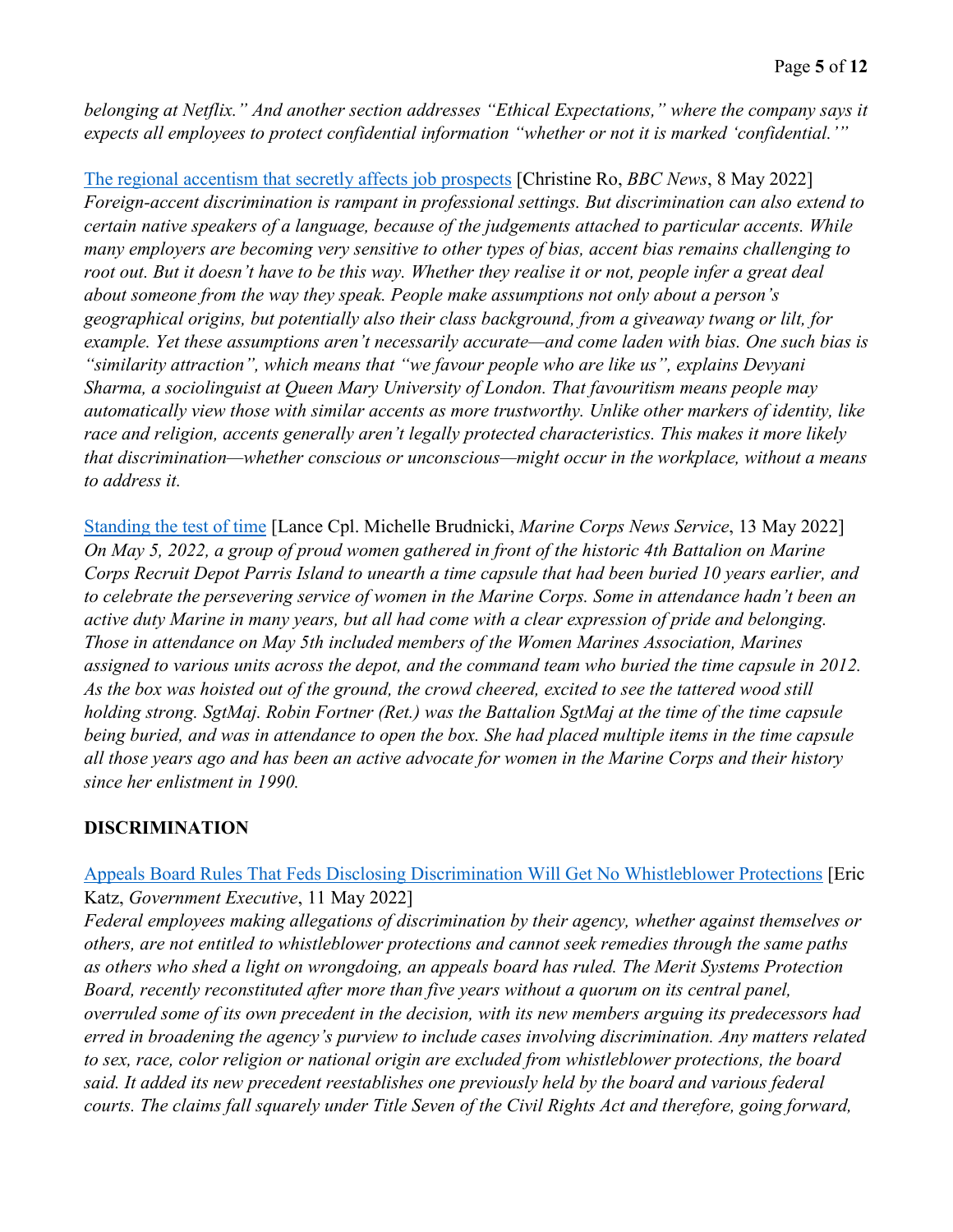*belonging at Netflix." And another section addresses "Ethical Expectations," where the company says it expects all employees to protect confidential information "whether or not it is marked 'confidential.'"*

The regional accentism that secretly affects job prospects [Christine Ro, *BBC News*, 8 May 2022]
*Foreign-accent discrimination is rampant in professional settings. But discrimination can also extend to certain native speakers of a language, because of the judgements attached to particular accents. While many employers are becoming very sensitive to other types of bias, accent bias remains challenging to root out. But it doesn't have to be this way. Whether they realise it or not, people infer a great deal about someone from the way they speak. People make assumptions not only about a person's geographical origins, but potentially also their class background, from a giveaway twang or lilt, for example. Yet these assumptions aren't necessarily accurate—and come laden with bias. One such bias is "similarity attraction", which means that "we favour people who are like us", explains Devyani Sharma, a sociolinguist at Queen Mary University of London. That favouritism means people may automatically view those with similar accents as more trustworthy. Unlike other markers of identity, like race and religion, accents generally aren't legally protected characteristics. This makes it more likely that discrimination—whether conscious or unconscious—might occur in the workplace, without a means to address it.*

Standing the test of time [Lance Cpl. Michelle Brudnicki, *Marine Corps News Service*, 13 May 2022]
*On May 5, 2022, a group of proud women gathered in front of the historic 4th Battalion on Marine Corps Recruit Depot Parris Island to unearth a time capsule that had been buried 10 years earlier, and to celebrate the persevering service of women in the Marine Corps. Some in attendance hadn't been an active duty Marine in many years, but all had come with a clear expression of pride and belonging. Those in attendance on May 5th included members of the Women Marines Association, Marines assigned to various units across the depot, and the command team who buried the time capsule in 2012. As the box was hoisted out of the ground, the crowd cheered, excited to see the tattered wood still holding strong. SgtMaj. Robin Fortner (Ret.) was the Battalion SgtMaj at the time of the time capsule being buried, and was in attendance to open the box. She had placed multiple items in the time capsule all those years ago and has been an active advocate for women in the Marine Corps and their history since her enlistment in 1990.*

## DISCRIMINATION

Appeals Board Rules That Feds Disclosing Discrimination Will Get No Whistleblower Protections [Eric Katz, *Government Executive*, 11 May 2022]
*Federal employees making allegations of discrimination by their agency, whether against themselves or others, are not entitled to whistleblower protections and cannot seek remedies through the same paths as others who shed a light on wrongdoing, an appeals board has ruled. The Merit Systems Protection Board, recently reconstituted after more than five years without a quorum on its central panel, overruled some of its own precedent in the decision, with its new members arguing its predecessors had erred in broadening the agency's purview to include cases involving discrimination. Any matters related to sex, race, color religion or national origin are excluded from whistleblower protections, the board said. It added its new precedent reestablishes one previously held by the board and various federal courts. The claims fall squarely under Title Seven of the Civil Rights Act and therefore, going forward,*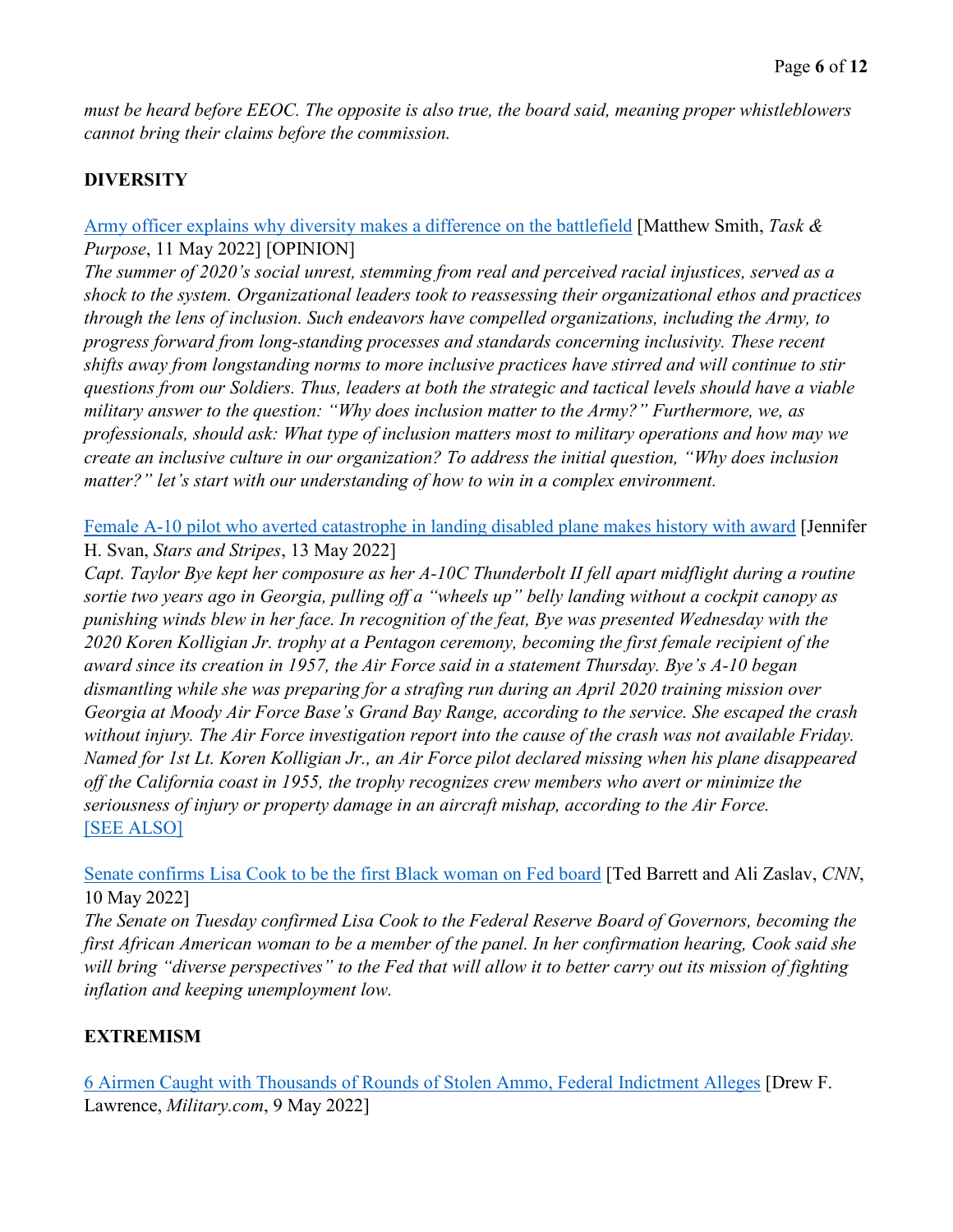*must be heard before EEOC. The opposite is also true, the board said, meaning proper whistleblowers cannot bring their claims before the commission.*

## DIVERSITY

Army officer explains why diversity makes a difference on the battlefield [Matthew Smith, *Task & Purpose*, 11 May 2022] [OPINION]

*The summer of 2020's social unrest, stemming from real and perceived racial injustices, served as a shock to the system. Organizational leaders took to reassessing their organizational ethos and practices through the lens of inclusion. Such endeavors have compelled organizations, including the Army, to progress forward from long-standing processes and standards concerning inclusivity. These recent shifts away from longstanding norms to more inclusive practices have stirred and will continue to stir questions from our Soldiers. Thus, leaders at both the strategic and tactical levels should have a viable military answer to the question: "Why does inclusion matter to the Army?" Furthermore, we, as professionals, should ask: What type of inclusion matters most to military operations and how may we create an inclusive culture in our organization? To address the initial question, "Why does inclusion matter?" let's start with our understanding of how to win in a complex environment.*

Female A-10 pilot who averted catastrophe in landing disabled plane makes history with award [Jennifer H. Svan, *Stars and Stripes*, 13 May 2022]

*Capt. Taylor Bye kept her composure as her A-10C Thunderbolt II fell apart midflight during a routine sortie two years ago in Georgia, pulling off a "wheels up" belly landing without a cockpit canopy as punishing winds blew in her face. In recognition of the feat, Bye was presented Wednesday with the 2020 Koren Kolligian Jr. trophy at a Pentagon ceremony, becoming the first female recipient of the award since its creation in 1957, the Air Force said in a statement Thursday. Bye's A-10 began dismantling while she was preparing for a strafing run during an April 2020 training mission over Georgia at Moody Air Force Base's Grand Bay Range, according to the service. She escaped the crash without injury. The Air Force investigation report into the cause of the crash was not available Friday. Named for 1st Lt. Koren Kolligian Jr., an Air Force pilot declared missing when his plane disappeared off the California coast in 1955, the trophy recognizes crew members who avert or minimize the seriousness of injury or property damage in an aircraft mishap, according to the Air Force.*
[SEE ALSO]

Senate confirms Lisa Cook to be the first Black woman on Fed board [Ted Barrett and Ali Zaslav, *CNN*, 10 May 2022]

*The Senate on Tuesday confirmed Lisa Cook to the Federal Reserve Board of Governors, becoming the first African American woman to be a member of the panel. In her confirmation hearing, Cook said she will bring "diverse perspectives" to the Fed that will allow it to better carry out its mission of fighting inflation and keeping unemployment low.*

## EXTREMISM

6 Airmen Caught with Thousands of Rounds of Stolen Ammo, Federal Indictment Alleges [Drew F. Lawrence, *Military.com*, 9 May 2022]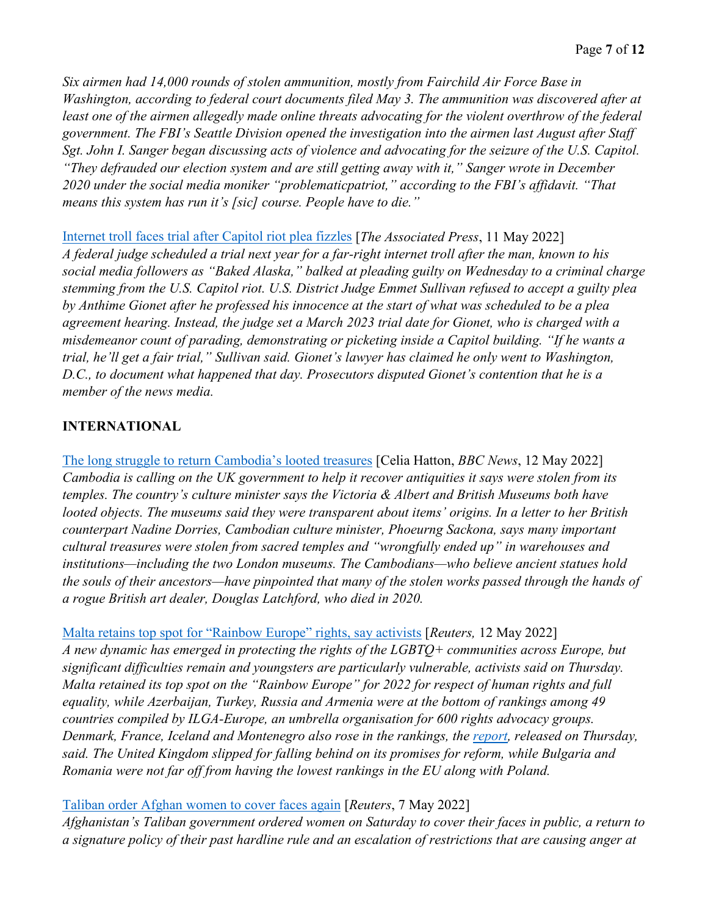*Six airmen had 14,000 rounds of stolen ammunition, mostly from Fairchild Air Force Base in Washington, according to federal court documents filed May 3. The ammunition was discovered after at least one of the airmen allegedly made online threats advocating for the violent overthrow of the federal government. The FBI's Seattle Division opened the investigation into the airmen last August after Staff Sgt. John I. Sanger began discussing acts of violence and advocating for the seizure of the U.S. Capitol. "They defrauded our election system and are still getting away with it," Sanger wrote in December 2020 under the social media moniker "problematicpatriot," according to the FBI's affidavit. "That means this system has run it's [sic] course. People have to die."*

Internet troll faces trial after Capitol riot plea fizzles [*The Associated Press*, 11 May 2022]
*A federal judge scheduled a trial next year for a far-right internet troll after the man, known to his social media followers as "Baked Alaska," balked at pleading guilty on Wednesday to a criminal charge stemming from the U.S. Capitol riot. U.S. District Judge Emmet Sullivan refused to accept a guilty plea by Anthime Gionet after he professed his innocence at the start of what was scheduled to be a plea agreement hearing. Instead, the judge set a March 2023 trial date for Gionet, who is charged with a misdemeanor count of parading, demonstrating or picketing inside a Capitol building. "If he wants a trial, he'll get a fair trial," Sullivan said. Gionet's lawyer has claimed he only went to Washington, D.C., to document what happened that day. Prosecutors disputed Gionet's contention that he is a member of the news media.*

## INTERNATIONAL

The long struggle to return Cambodia's looted treasures [Celia Hatton, *BBC News*, 12 May 2022]
*Cambodia is calling on the UK government to help it recover antiquities it says were stolen from its temples. The country's culture minister says the Victoria & Albert and British Museums both have looted objects. The museums said they were transparent about items' origins. In a letter to her British counterpart Nadine Dorries, Cambodian culture minister, Phoeurng Sackona, says many important cultural treasures were stolen from sacred temples and "wrongfully ended up" in warehouses and institutions—including the two London museums. The Cambodians—who believe ancient statues hold the souls of their ancestors—have pinpointed that many of the stolen works passed through the hands of a rogue British art dealer, Douglas Latchford, who died in 2020.*

Malta retains top spot for "Rainbow Europe" rights, say activists [*Reuters,* 12 May 2022]
*A new dynamic has emerged in protecting the rights of the LGBTQ+ communities across Europe, but significant difficulties remain and youngsters are particularly vulnerable, activists said on Thursday. Malta retained its top spot on the "Rainbow Europe" for 2022 for respect of human rights and full equality, while Azerbaijan, Turkey, Russia and Armenia were at the bottom of rankings among 49 countries compiled by ILGA-Europe, an umbrella organisation for 600 rights advocacy groups. Denmark, France, Iceland and Montenegro also rose in the rankings, the report, released on Thursday, said. The United Kingdom slipped for falling behind on its promises for reform, while Bulgaria and Romania were not far off from having the lowest rankings in the EU along with Poland.*

Taliban order Afghan women to cover faces again [*Reuters*, 7 May 2022]
*Afghanistan's Taliban government ordered women on Saturday to cover their faces in public, a return to a signature policy of their past hardline rule and an escalation of restrictions that are causing anger at*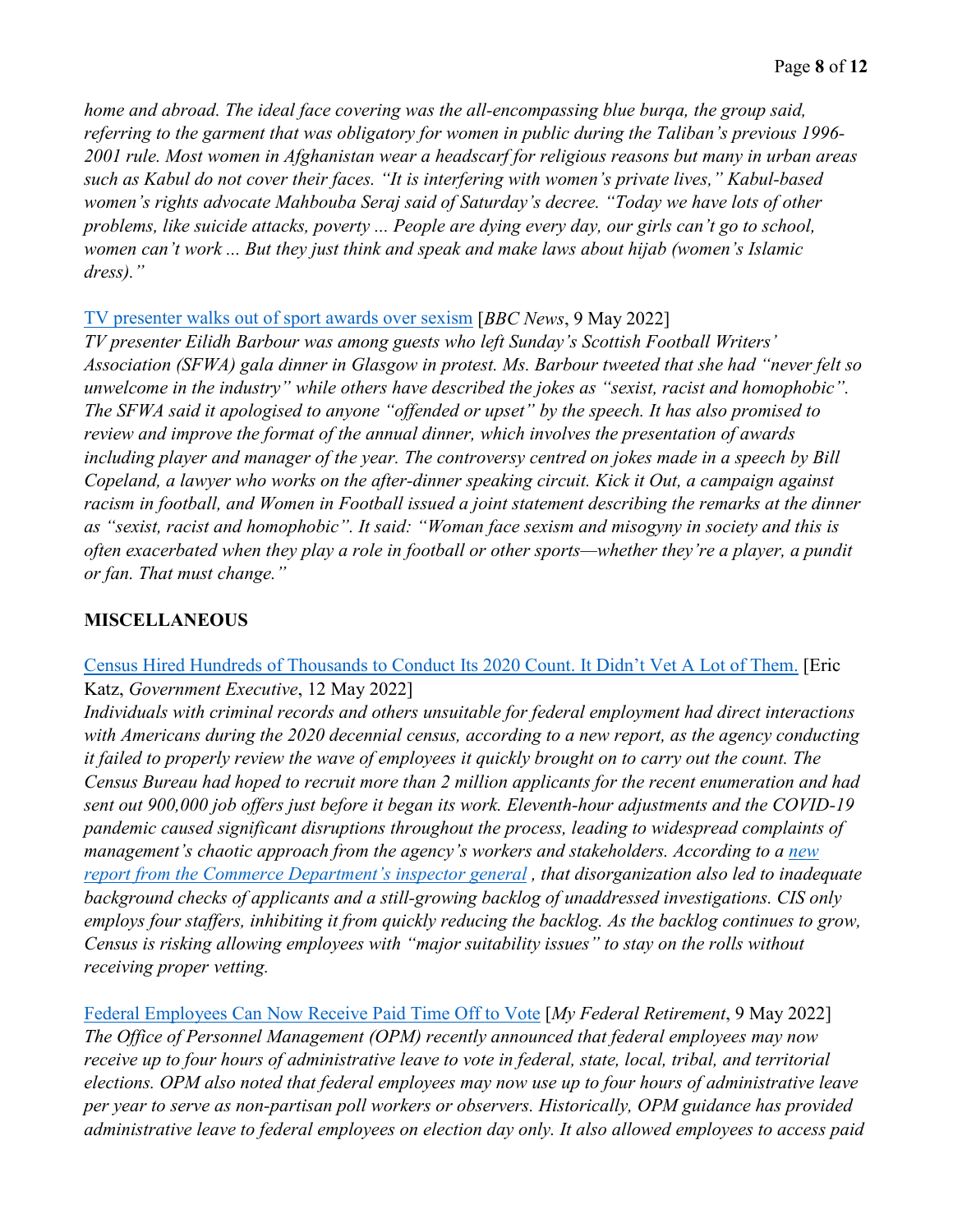*home and abroad. The ideal face covering was the all-encompassing blue burqa, the group said, referring to the garment that was obligatory for women in public during the Taliban's previous 1996-2001 rule. Most women in Afghanistan wear a headscarf for religious reasons but many in urban areas such as Kabul do not cover their faces. "It is interfering with women's private lives," Kabul-based women's rights advocate Mahbouba Seraj said of Saturday's decree. "Today we have lots of other problems, like suicide attacks, poverty ... People are dying every day, our girls can't go to school, women can't work ... But they just think and speak and make laws about hijab (women's Islamic dress)."*

[TV presenter walks out of sport awards over sexism] [*BBC News*, 9 May 2022]
*TV presenter Eilidh Barbour was among guests who left Sunday's Scottish Football Writers' Association (SFWA) gala dinner in Glasgow in protest. Ms. Barbour tweeted that she had "never felt so unwelcome in the industry" while others have described the jokes as "sexist, racist and homophobic". The SFWA said it apologised to anyone "offended or upset" by the speech. It has also promised to review and improve the format of the annual dinner, which involves the presentation of awards including player and manager of the year. The controversy centred on jokes made in a speech by Bill Copeland, a lawyer who works on the after-dinner speaking circuit. Kick it Out, a campaign against racism in football, and Women in Football issued a joint statement describing the remarks at the dinner as "sexist, racist and homophobic". It said: "Woman face sexism and misogyny in society and this is often exacerbated when they play a role in football or other sports—whether they're a player, a pundit or fan. That must change."*

**MISCELLANEOUS**

[Census Hired Hundreds of Thousands to Conduct Its 2020 Count. It Didn't Vet A Lot of Them.] [Eric Katz, *Government Executive*, 12 May 2022]
*Individuals with criminal records and others unsuitable for federal employment had direct interactions with Americans during the 2020 decennial census, according to a new report, as the agency conducting it failed to properly review the wave of employees it quickly brought on to carry out the count. The Census Bureau had hoped to recruit more than 2 million applicants for the recent enumeration and had sent out 900,000 job offers just before it began its work. Eleventh-hour adjustments and the COVID-19 pandemic caused significant disruptions throughout the process, leading to widespread complaints of management's chaotic approach from the agency's workers and stakeholders. According to a new report from the Commerce Department's inspector general , that disorganization also led to inadequate background checks of applicants and a still-growing backlog of unaddressed investigations. CIS only employs four staffers, inhibiting it from quickly reducing the backlog. As the backlog continues to grow, Census is risking allowing employees with "major suitability issues" to stay on the rolls without receiving proper vetting.*

[Federal Employees Can Now Receive Paid Time Off to Vote] [*My Federal Retirement*, 9 May 2022]
*The Office of Personnel Management (OPM) recently announced that federal employees may now receive up to four hours of administrative leave to vote in federal, state, local, tribal, and territorial elections. OPM also noted that federal employees may now use up to four hours of administrative leave per year to serve as non-partisan poll workers or observers. Historically, OPM guidance has provided administrative leave to federal employees on election day only. It also allowed employees to access paid*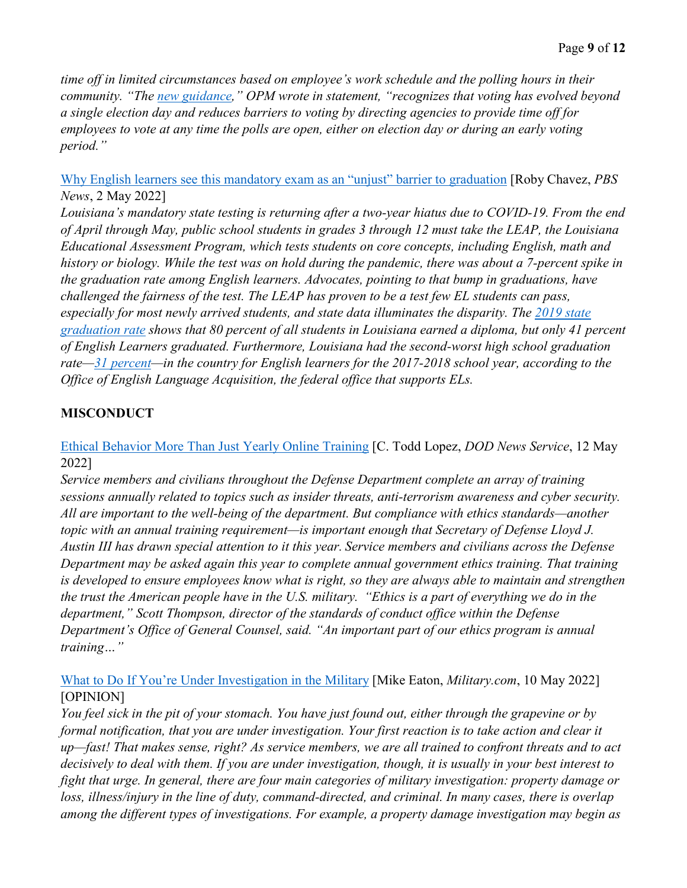*time off in limited circumstances based on employee's work schedule and the polling hours in their community. "The new guidance," OPM wrote in statement, "recognizes that voting has evolved beyond a single election day and reduces barriers to voting by directing agencies to provide time off for employees to vote at any time the polls are open, either on election day or during an early voting period."*

Why English learners see this mandatory exam as an "unjust" barrier to graduation [Roby Chavez, *PBS News*, 2 May 2022]
*Louisiana's mandatory state testing is returning after a two-year hiatus due to COVID-19. From the end of April through May, public school students in grades 3 through 12 must take the LEAP, the Louisiana Educational Assessment Program, which tests students on core concepts, including English, math and history or biology. While the test was on hold during the pandemic, there was about a 7-percent spike in the graduation rate among English learners. Advocates, pointing to that bump in graduations, have challenged the fairness of the test. The LEAP has proven to be a test few EL students can pass, especially for most newly arrived students, and state data illuminates the disparity. The 2019 state graduation rate shows that 80 percent of all students in Louisiana earned a diploma, but only 41 percent of English Learners graduated. Furthermore, Louisiana had the second-worst high school graduation rate—31 percent—in the country for English learners for the 2017-2018 school year, according to the Office of English Language Acquisition, the federal office that supports ELs.*

## MISCONDUCT

Ethical Behavior More Than Just Yearly Online Training [C. Todd Lopez, *DOD News Service*, 12 May 2022]
*Service members and civilians throughout the Defense Department complete an array of training sessions annually related to topics such as insider threats, anti-terrorism awareness and cyber security. All are important to the well-being of the department. But compliance with ethics standards—another topic with an annual training requirement—is important enough that Secretary of Defense Lloyd J. Austin III has drawn special attention to it this year. Service members and civilians across the Defense Department may be asked again this year to complete annual government ethics training. That training is developed to ensure employees know what is right, so they are always able to maintain and strengthen the trust the American people have in the U.S. military. "Ethics is a part of everything we do in the department," Scott Thompson, director of the standards of conduct office within the Defense Department's Office of General Counsel, said. "An important part of our ethics program is annual training…"*

What to Do If You're Under Investigation in the Military [Mike Eaton, *Military.com*, 10 May 2022] [OPINION]
*You feel sick in the pit of your stomach. You have just found out, either through the grapevine or by formal notification, that you are under investigation. Your first reaction is to take action and clear it up—fast! That makes sense, right? As service members, we are all trained to confront threats and to act decisively to deal with them. If you are under investigation, though, it is usually in your best interest to fight that urge. In general, there are four main categories of military investigation: property damage or loss, illness/injury in the line of duty, command-directed, and criminal. In many cases, there is overlap among the different types of investigations. For example, a property damage investigation may begin as*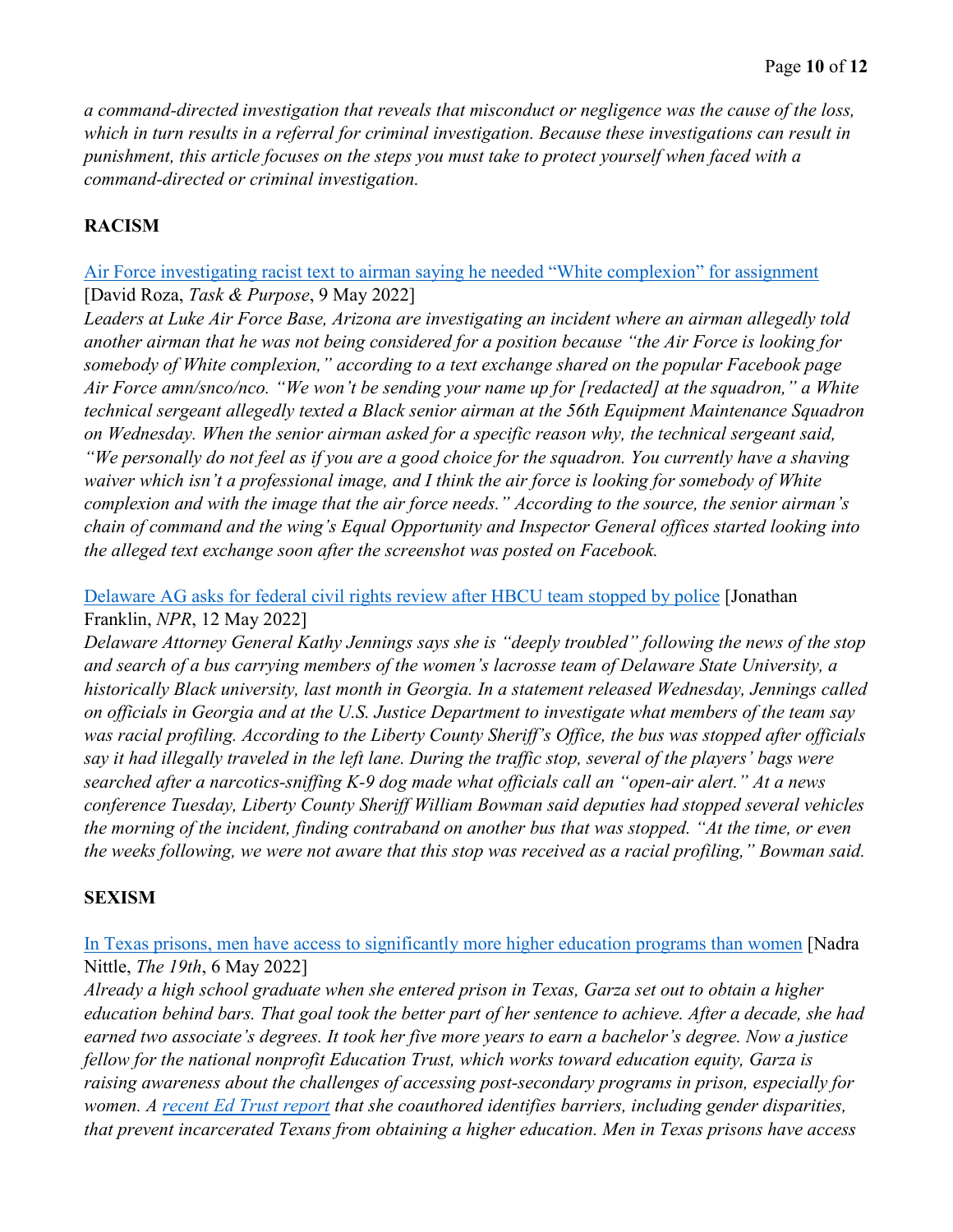*a command-directed investigation that reveals that misconduct or negligence was the cause of the loss, which in turn results in a referral for criminal investigation. Because these investigations can result in punishment, this article focuses on the steps you must take to protect yourself when faced with a command-directed or criminal investigation.*

## RACISM

Air Force investigating racist text to airman saying he needed "White complexion" for assignment [David Roza, *Task & Purpose*, 9 May 2022]

*Leaders at Luke Air Force Base, Arizona are investigating an incident where an airman allegedly told another airman that he was not being considered for a position because "the Air Force is looking for somebody of White complexion," according to a text exchange shared on the popular Facebook page Air Force amn/snco/nco. "We won't be sending your name up for [redacted] at the squadron," a White technical sergeant allegedly texted a Black senior airman at the 56th Equipment Maintenance Squadron on Wednesday. When the senior airman asked for a specific reason why, the technical sergeant said, "We personally do not feel as if you are a good choice for the squadron. You currently have a shaving waiver which isn't a professional image, and I think the air force is looking for somebody of White complexion and with the image that the air force needs." According to the source, the senior airman's chain of command and the wing's Equal Opportunity and Inspector General offices started looking into the alleged text exchange soon after the screenshot was posted on Facebook.*

Delaware AG asks for federal civil rights review after HBCU team stopped by police [Jonathan Franklin, *NPR*, 12 May 2022]

*Delaware Attorney General Kathy Jennings says she is "deeply troubled" following the news of the stop and search of a bus carrying members of the women's lacrosse team of Delaware State University, a historically Black university, last month in Georgia. In a statement released Wednesday, Jennings called on officials in Georgia and at the U.S. Justice Department to investigate what members of the team say was racial profiling. According to the Liberty County Sheriff's Office, the bus was stopped after officials say it had illegally traveled in the left lane. During the traffic stop, several of the players' bags were searched after a narcotics-sniffing K-9 dog made what officials call an "open-air alert." At a news conference Tuesday, Liberty County Sheriff William Bowman said deputies had stopped several vehicles the morning of the incident, finding contraband on another bus that was stopped. "At the time, or even the weeks following, we were not aware that this stop was received as a racial profiling," Bowman said.*

## SEXISM

In Texas prisons, men have access to significantly more higher education programs than women [Nadra Nittle, *The 19th*, 6 May 2022]

*Already a high school graduate when she entered prison in Texas, Garza set out to obtain a higher education behind bars. That goal took the better part of her sentence to achieve. After a decade, she had earned two associate's degrees. It took her five more years to earn a bachelor's degree. Now a justice fellow for the national nonprofit Education Trust, which works toward education equity, Garza is raising awareness about the challenges of accessing post-secondary programs in prison, especially for women. A recent Ed Trust report that she coauthored identifies barriers, including gender disparities, that prevent incarcerated Texans from obtaining a higher education. Men in Texas prisons have access*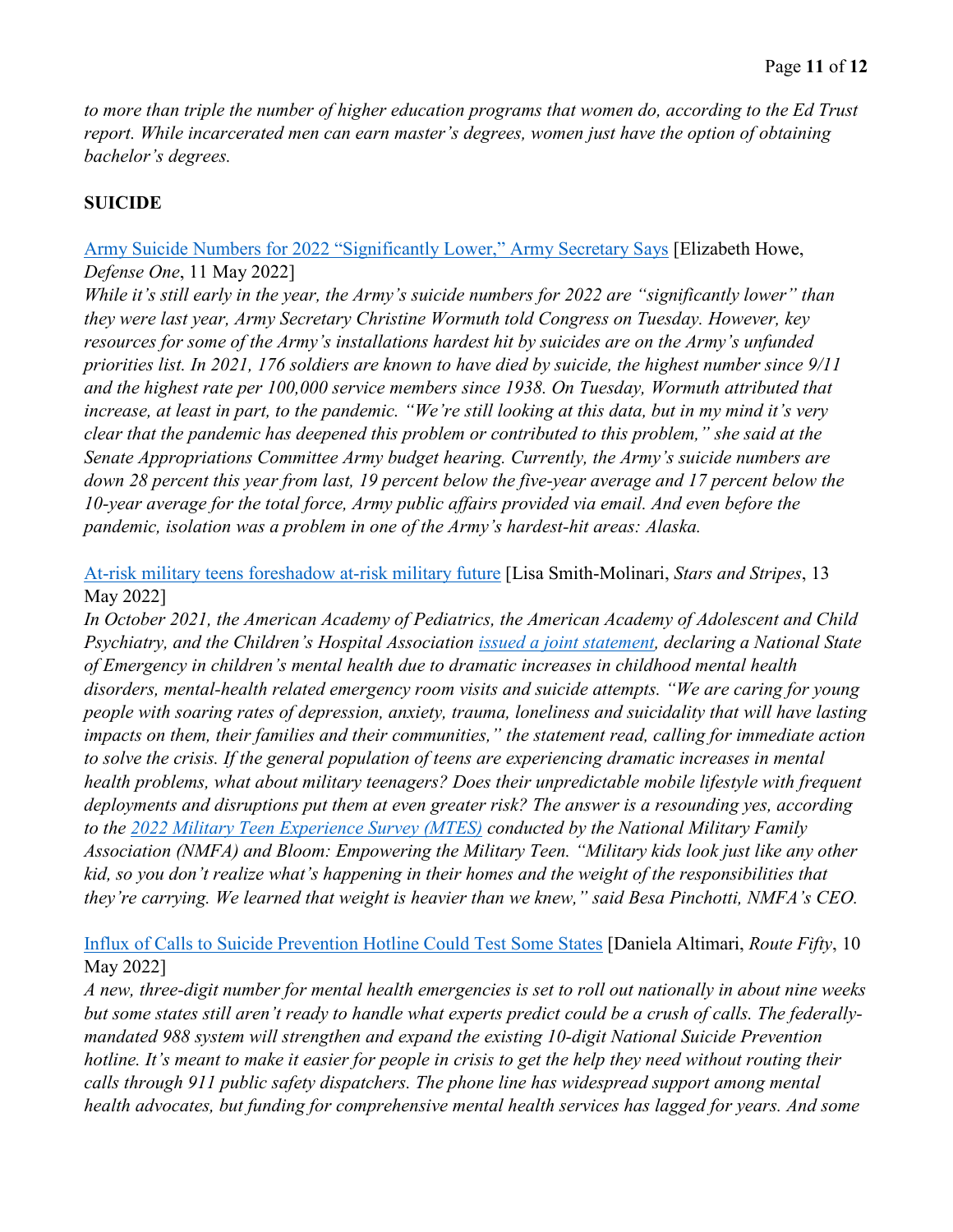*to more than triple the number of higher education programs that women do, according to the Ed Trust report. While incarcerated men can earn master's degrees, women just have the option of obtaining bachelor's degrees.*

**SUICIDE**

Army Suicide Numbers for 2022 "Significantly Lower," Army Secretary Says [Elizabeth Howe, *Defense One*, 11 May 2022]

*While it's still early in the year, the Army's suicide numbers for 2022 are "significantly lower" than they were last year, Army Secretary Christine Wormuth told Congress on Tuesday. However, key resources for some of the Army's installations hardest hit by suicides are on the Army's unfunded priorities list. In 2021, 176 soldiers are known to have died by suicide, the highest number since 9/11 and the highest rate per 100,000 service members since 1938. On Tuesday, Wormuth attributed that increase, at least in part, to the pandemic. "We're still looking at this data, but in my mind it's very clear that the pandemic has deepened this problem or contributed to this problem," she said at the Senate Appropriations Committee Army budget hearing. Currently, the Army's suicide numbers are down 28 percent this year from last, 19 percent below the five-year average and 17 percent below the 10-year average for the total force, Army public affairs provided via email. And even before the pandemic, isolation was a problem in one of the Army's hardest-hit areas: Alaska.*

At-risk military teens foreshadow at-risk military future [Lisa Smith-Molinari, *Stars and Stripes*, 13 May 2022]

*In October 2021, the American Academy of Pediatrics, the American Academy of Adolescent and Child Psychiatry, and the Children's Hospital Association issued a joint statement, declaring a National State of Emergency in children's mental health due to dramatic increases in childhood mental health disorders, mental-health related emergency room visits and suicide attempts. "We are caring for young people with soaring rates of depression, anxiety, trauma, loneliness and suicidality that will have lasting impacts on them, their families and their communities," the statement read, calling for immediate action to solve the crisis. If the general population of teens are experiencing dramatic increases in mental health problems, what about military teenagers? Does their unpredictable mobile lifestyle with frequent deployments and disruptions put them at even greater risk? The answer is a resounding yes, according to the 2022 Military Teen Experience Survey (MTES) conducted by the National Military Family Association (NMFA) and Bloom: Empowering the Military Teen. "Military kids look just like any other kid, so you don't realize what's happening in their homes and the weight of the responsibilities that they're carrying. We learned that weight is heavier than we knew," said Besa Pinchotti, NMFA's CEO.*

Influx of Calls to Suicide Prevention Hotline Could Test Some States [Daniela Altimari, *Route Fifty*, 10 May 2022]

*A new, three-digit number for mental health emergencies is set to roll out nationally in about nine weeks but some states still aren't ready to handle what experts predict could be a crush of calls. The federally-mandated 988 system will strengthen and expand the existing 10-digit National Suicide Prevention hotline. It's meant to make it easier for people in crisis to get the help they need without routing their calls through 911 public safety dispatchers. The phone line has widespread support among mental health advocates, but funding for comprehensive mental health services has lagged for years. And some*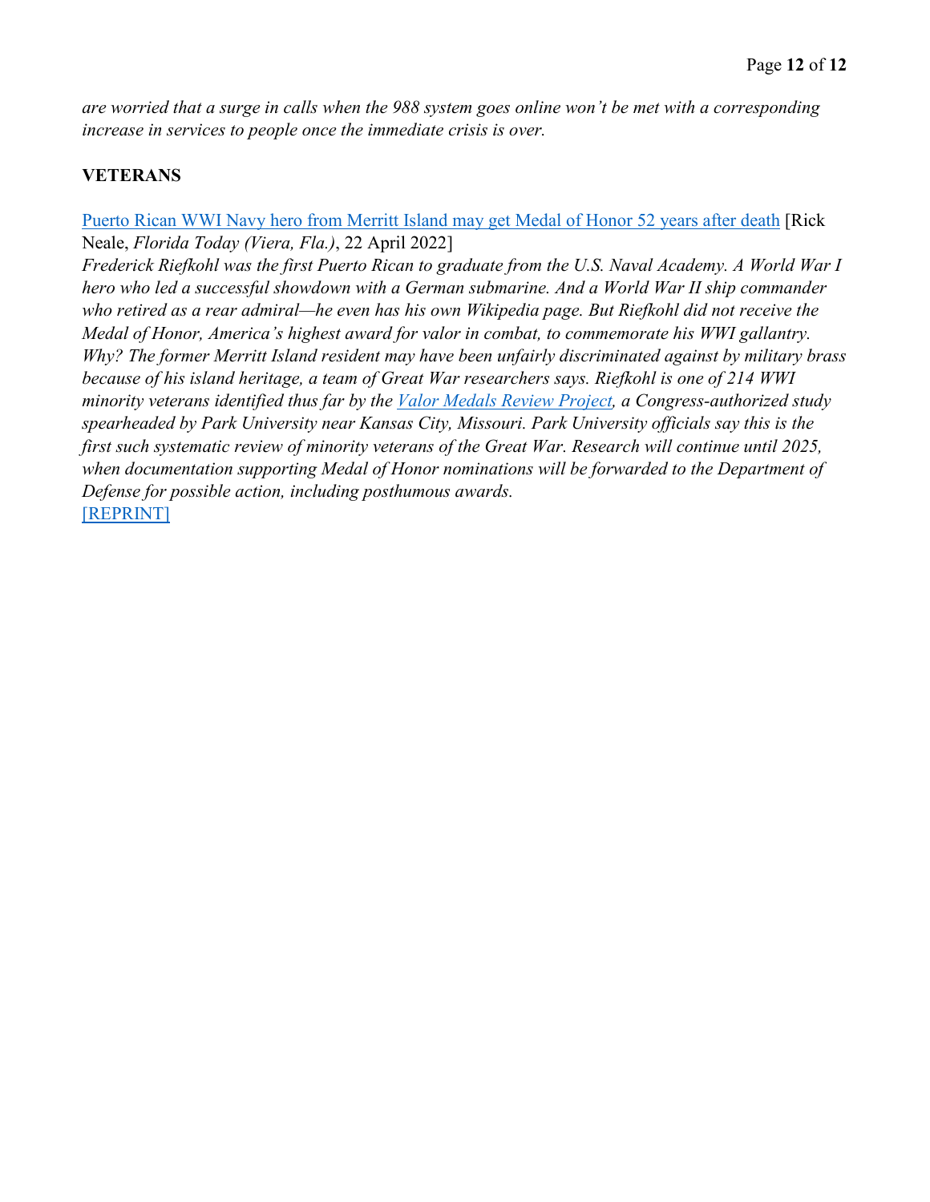*are worried that a surge in calls when the 988 system goes online won't be met with a corresponding increase in services to people once the immediate crisis is over.*

**VETERANS**

Puerto Rican WWI Navy hero from Merritt Island may get Medal of Honor 52 years after death [Rick Neale, *Florida Today (Viera, Fla.)*, 22 April 2022]

*Frederick Riefkohl was the first Puerto Rican to graduate from the U.S. Naval Academy. A World War I hero who led a successful showdown with a German submarine. And a World War II ship commander who retired as a rear admiral—he even has his own Wikipedia page. But Riefkohl did not receive the Medal of Honor, America's highest award for valor in combat, to commemorate his WWI gallantry. Why? The former Merritt Island resident may have been unfairly discriminated against by military brass because of his island heritage, a team of Great War researchers says. Riefkohl is one of 214 WWI minority veterans identified thus far by the Valor Medals Review Project, a Congress-authorized study spearheaded by Park University near Kansas City, Missouri. Park University officials say this is the first such systematic review of minority veterans of the Great War. Research will continue until 2025, when documentation supporting Medal of Honor nominations will be forwarded to the Department of Defense for possible action, including posthumous awards.*

[REPRINT]